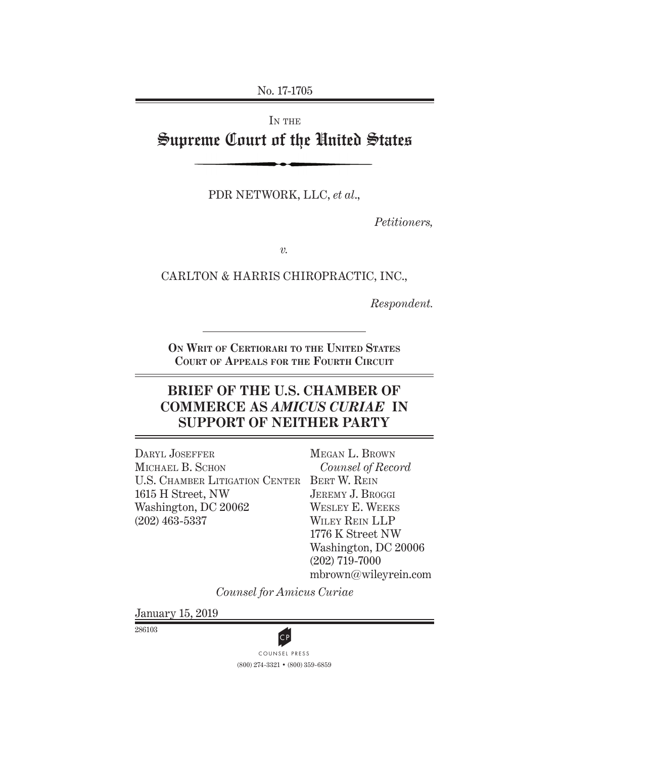No. 17-1705

IN THE

# Supreme Court of the United States

PDR NETWORK, LLC, *et al.*,

*Petitioners,*

*v.*

CARLTON & HARRIS CHIROPRACTIC, INC.,

*Respondent.*

**ON WRIT OF CERTIORARI TO THE UNITED STATES COURT OF APPEALS FOR THE FOURTH CIRCUIT**

## BRIEF OF THE U.S. CHAMBER OF COMMERCE AS *AMICUS CURIAE* IN SUPPORT OF NEITHER PARTY

DARYL JOSEFFER
MICHAEL B. SCHON
U.S. CHAMBER LITIGATION CENTER
1615 H Street, NW
Washington, DC 20062
(202) 463-5337

MEGAN L. BROWN
*Counsel of Record*
BERT W. REIN
JEREMY J. BROGGI
WESLEY E. WEEKS
WILEY REIN LLP
1776 K Street NW
Washington, DC 20006
(202) 719-7000
mbrown@wileyrein.com

*Counsel for Amicus Curiae*

January 15, 2019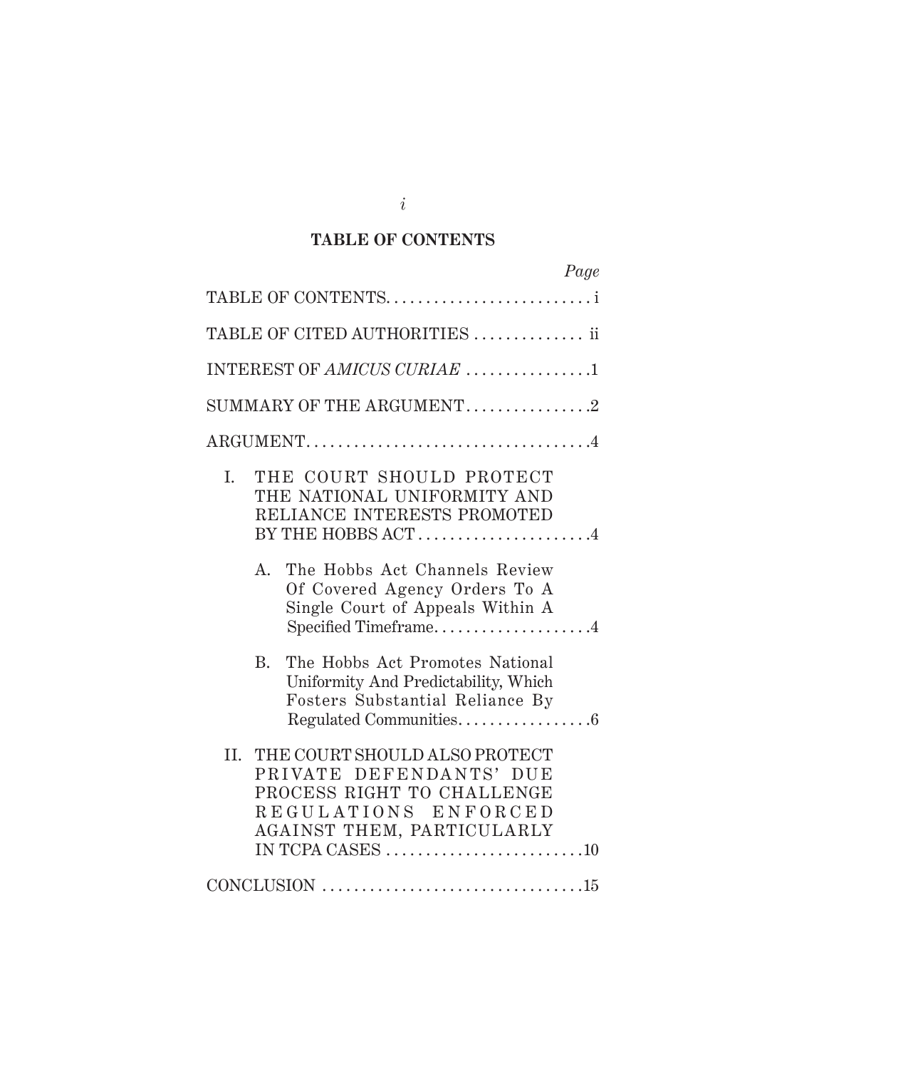## TABLE OF CONTENTS

| | *Page* |
|---|---|
| TABLE OF CONTENTS | i |
| TABLE OF CITED AUTHORITIES | ii |
| INTEREST OF *AMICUS CURIAE* | 1 |
| SUMMARY OF THE ARGUMENT | 2 |
| ARGUMENT | 4 |
| I. THE COURT SHOULD PROTECT THE NATIONAL UNIFORMITY AND RELIANCE INTERESTS PROMOTED BY THE HOBBS ACT | 4 |
| A. The Hobbs Act Channels Review Of Covered Agency Orders To A Single Court of Appeals Within A Specified Timeframe | 4 |
| B. The Hobbs Act Promotes National Uniformity And Predictability, Which Fosters Substantial Reliance By Regulated Communities | 6 |
| II. THE COURT SHOULD ALSO PROTECT PRIVATE DEFENDANTS' DUE PROCESS RIGHT TO CHALLENGE REGULATIONS ENFORCED AGAINST THEM, PARTICULARLY IN TCPA CASES | 10 |
| CONCLUSION | 15 |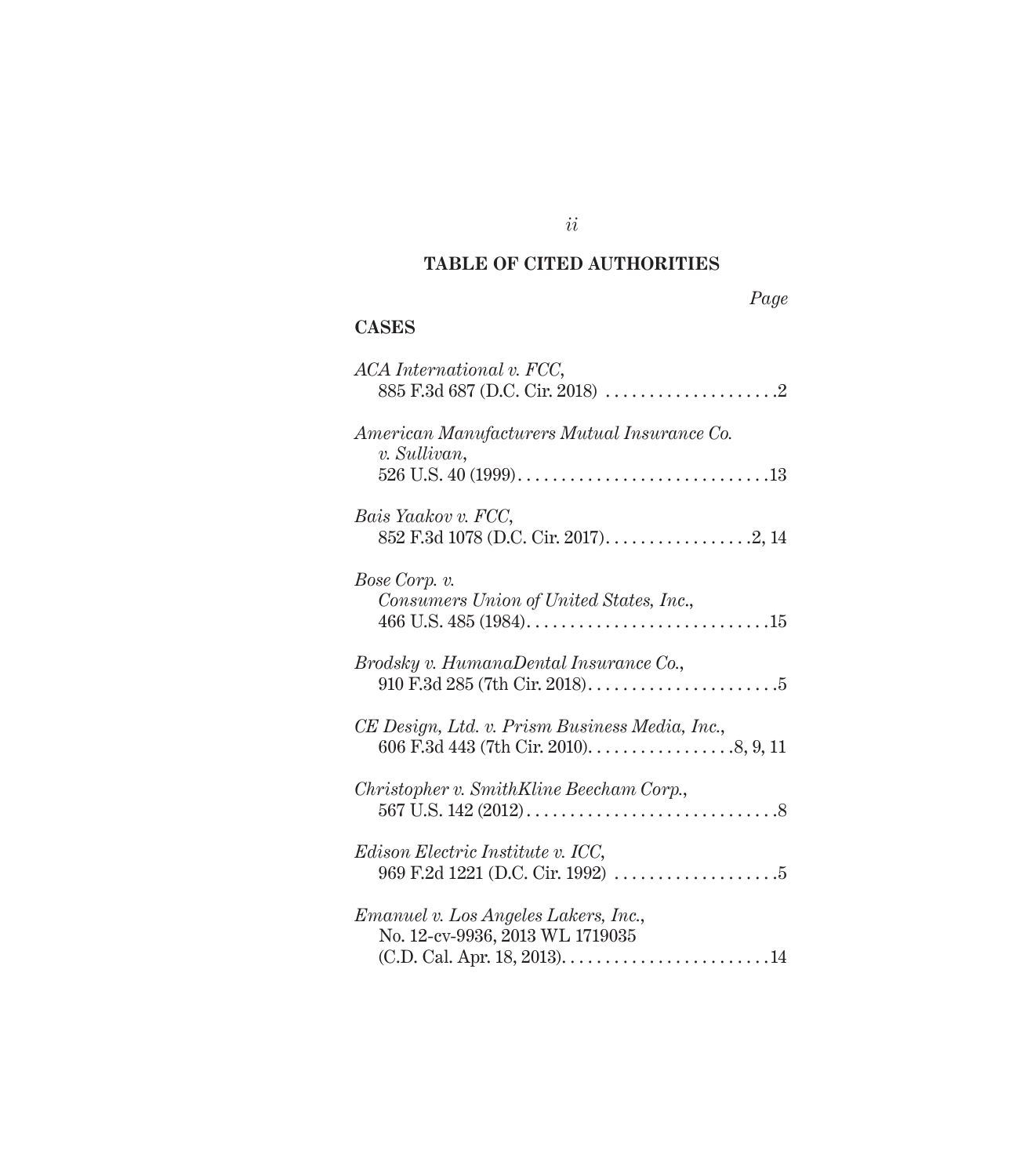## TABLE OF CITED AUTHORITIES

*Page*

### CASES

*ACA International v. FCC*,
885 F.3d 687 (D.C. Cir. 2018) . . . . . . . . . . . . . . . . . . . . .2

*American Manufacturers Mutual Insurance Co. v. Sullivan*,
526 U.S. 40 (1999). . . . . . . . . . . . . . . . . . . . . . . . . . . . . .13

*Bais Yaakov v. FCC*,
852 F.3d 1078 (D.C. Cir. 2017). . . . . . . . . . . . . . . . . .2, 14

*Bose Corp. v. Consumers Union of United States, Inc.*,
466 U.S. 485 (1984). . . . . . . . . . . . . . . . . . . . . . . . . . . . .15

*Brodsky v. HumanaDental Insurance Co.*,
910 F.3d 285 (7th Cir. 2018). . . . . . . . . . . . . . . . . . . . . . .5

*CE Design, Ltd. v. Prism Business Media, Inc.*,
606 F.3d 443 (7th Cir. 2010). . . . . . . . . . . . . . . . . .8, 9, 11

*Christopher v. SmithKline Beecham Corp.*,
567 U.S. 142 (2012) . . . . . . . . . . . . . . . . . . . . . . . . . . . . . .8

*Edison Electric Institute v. ICC*,
969 F.2d 1221 (D.C. Cir. 1992) . . . . . . . . . . . . . . . . . . . .5

*Emanuel v. Los Angeles Lakers, Inc.*,
No. 12-cv-9936, 2013 WL 1719035
(C.D. Cal. Apr. 18, 2013). . . . . . . . . . . . . . . . . . . . . . . . .14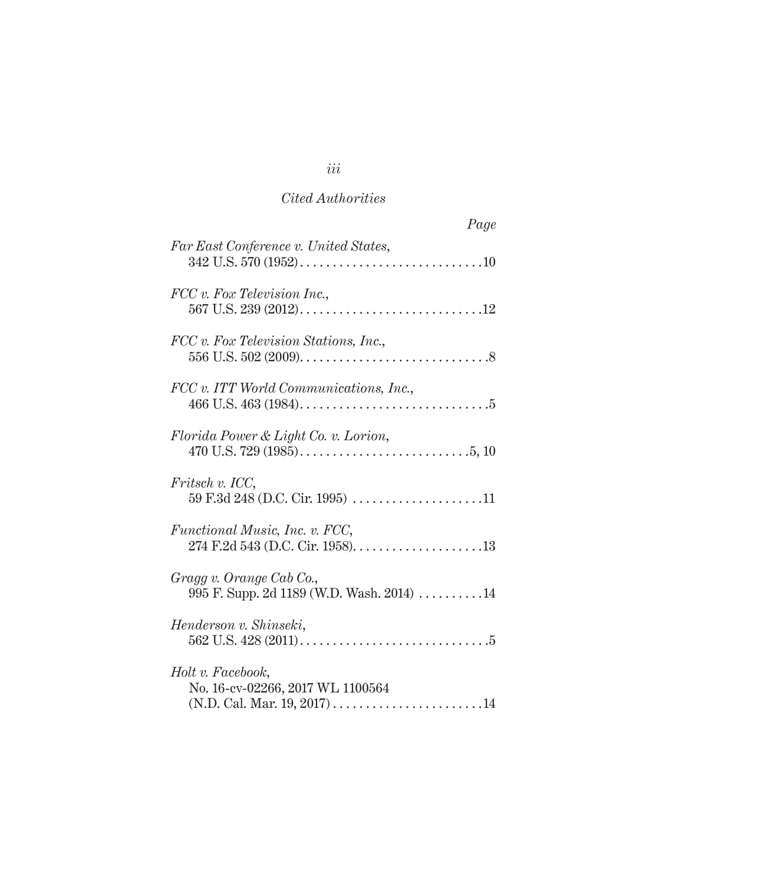*Cited Authorities*

*Page*

*Far East Conference v. United States*,
342 U.S. 570 (1952) . . . . . . . . . . . . . . . . . . . . . . . . . . . .10

*FCC v. Fox Television Inc.*,
567 U.S. 239 (2012) . . . . . . . . . . . . . . . . . . . . . . . . . . . .12

*FCC v. Fox Television Stations, Inc.*,
556 U.S. 502 (2009) . . . . . . . . . . . . . . . . . . . . . . . . . . . . .8

*FCC v. ITT World Communications, Inc.*,
466 U.S. 463 (1984) . . . . . . . . . . . . . . . . . . . . . . . . . . . . .5

*Florida Power & Light Co. v. Lorion*,
470 U.S. 729 (1985) . . . . . . . . . . . . . . . . . . . . . . . . . .5, 10

*Fritsch v. ICC*,
59 F.3d 248 (D.C. Cir. 1995) . . . . . . . . . . . . . . . . . . . .11

*Functional Music, Inc. v. FCC*,
274 F.2d 543 (D.C. Cir. 1958) . . . . . . . . . . . . . . . . . . . .13

*Gragg v. Orange Cab Co.*,
995 F. Supp. 2d 1189 (W.D. Wash. 2014) . . . . . . . . . .14

*Henderson v. Shinseki*,
562 U.S. 428 (2011) . . . . . . . . . . . . . . . . . . . . . . . . . . . . .5

*Holt v. Facebook*,
No. 16-cv-02266, 2017 WL 1100564
(N.D. Cal. Mar. 19, 2017) . . . . . . . . . . . . . . . . . . . . . . .14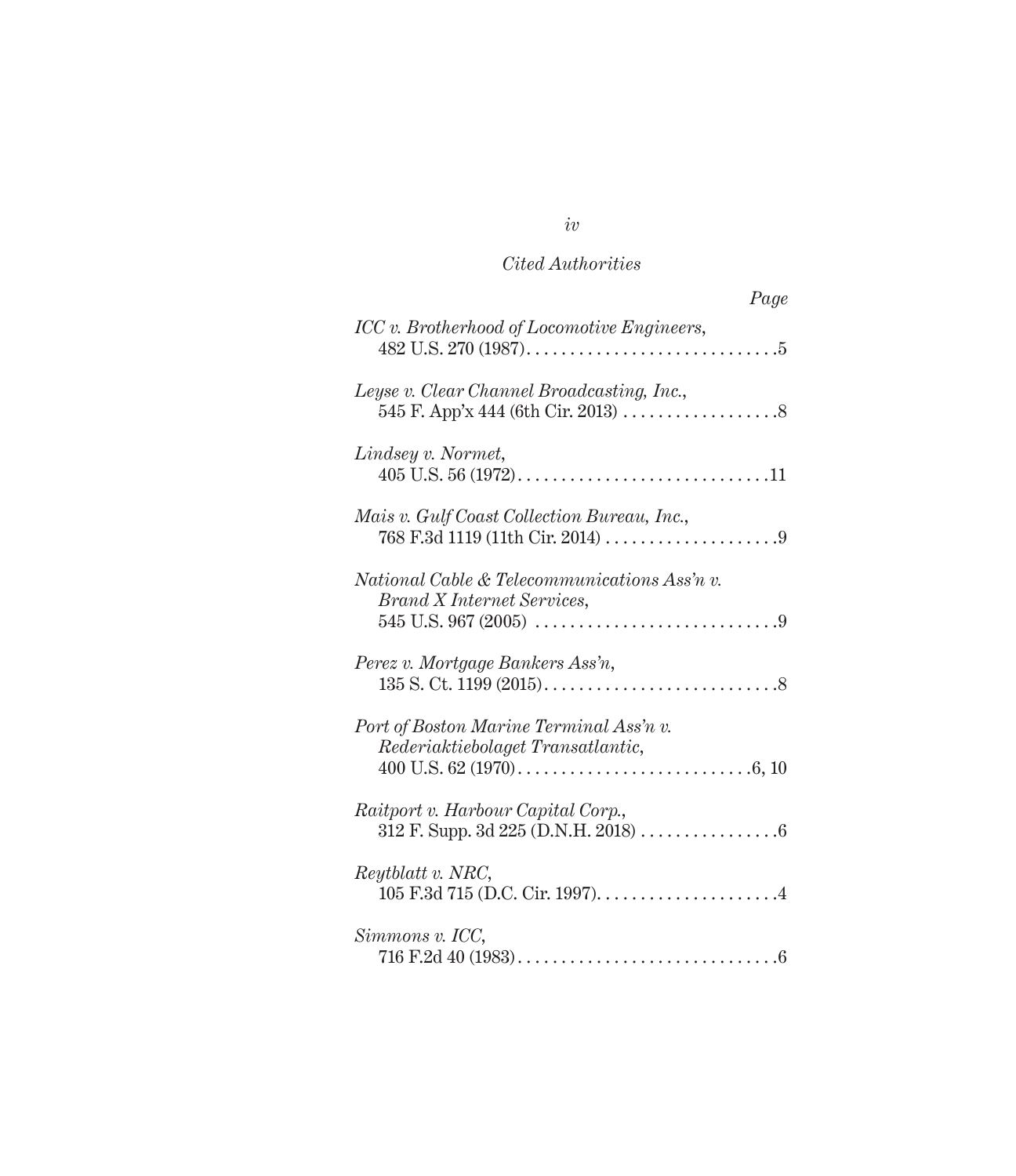*Cited Authorities*

*Page*

*ICC v. Brotherhood of Locomotive Engineers*,
482 U.S. 270 (1987) . . . . . . . . . . . . . . . . . . . . . . . . . . . . .5

*Leyse v. Clear Channel Broadcasting, Inc.*,
545 F. App'x 444 (6th Cir. 2013) . . . . . . . . . . . . . . . . . . .8

*Lindsey v. Normet*,
405 U.S. 56 (1972) . . . . . . . . . . . . . . . . . . . . . . . . . . . . .11

*Mais v. Gulf Coast Collection Bureau, Inc.*,
768 F.3d 1119 (11th Cir. 2014) . . . . . . . . . . . . . . . . . . . .9

*National Cable & Telecommunications Ass'n v. Brand X Internet Services*,
545 U.S. 967 (2005) . . . . . . . . . . . . . . . . . . . . . . . . . . . .9

*Perez v. Mortgage Bankers Ass'n*,
135 S. Ct. 1199 (2015) . . . . . . . . . . . . . . . . . . . . . . . . . . .8

*Port of Boston Marine Terminal Ass'n v. Rederiaktiebolaget Transatlantic*,
400 U.S. 62 (1970) . . . . . . . . . . . . . . . . . . . . . . . . . . .6, 10

*Raitport v. Harbour Capital Corp.*,
312 F. Supp. 3d 225 (D.N.H. 2018) . . . . . . . . . . . . . . . .6

*Reytblatt v. NRC*,
105 F.3d 715 (D.C. Cir. 1997) . . . . . . . . . . . . . . . . . . . . .4

*Simmons v. ICC*,
716 F.2d 40 (1983) . . . . . . . . . . . . . . . . . . . . . . . . . . . . . .6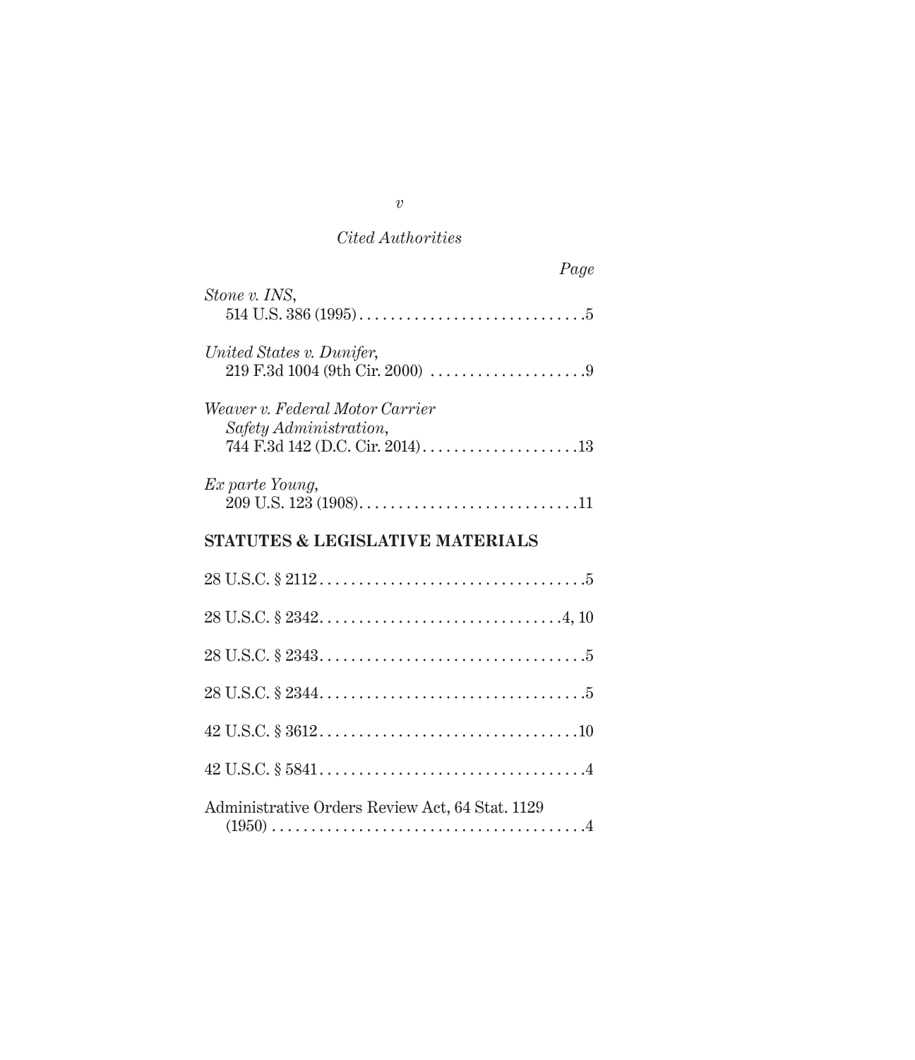*Cited Authorities*

*Page*

*Stone v. INS*,
514 U.S. 386 (1995) . . . . . . . . . . . . . . . . . . . . . . . . . . . . .5

*United States v. Dunifer*,
219 F.3d 1004 (9th Cir. 2000) . . . . . . . . . . . . . . . . . . . .9

*Weaver v. Federal Motor Carrier Safety Administration*,
744 F.3d 142 (D.C. Cir. 2014) . . . . . . . . . . . . . . . . . . . .13

*Ex parte Young*,
209 U.S. 123 (1908) . . . . . . . . . . . . . . . . . . . . . . . . . . . .11

**STATUTES & LEGISLATIVE MATERIALS**

28 U.S.C. § 2112 . . . . . . . . . . . . . . . . . . . . . . . . . . . . . . . . . .5

28 U.S.C. § 2342 . . . . . . . . . . . . . . . . . . . . . . . . . . . . . . .4, 10

28 U.S.C. § 2343 . . . . . . . . . . . . . . . . . . . . . . . . . . . . . . . . . .5

28 U.S.C. § 2344 . . . . . . . . . . . . . . . . . . . . . . . . . . . . . . . . . .5

42 U.S.C. § 3612 . . . . . . . . . . . . . . . . . . . . . . . . . . . . . . . . .10

42 U.S.C. § 5841 . . . . . . . . . . . . . . . . . . . . . . . . . . . . . . . . . .4

Administrative Orders Review Act, 64 Stat. 1129
(1950) . . . . . . . . . . . . . . . . . . . . . . . . . . . . . . . . . . . . . . . .4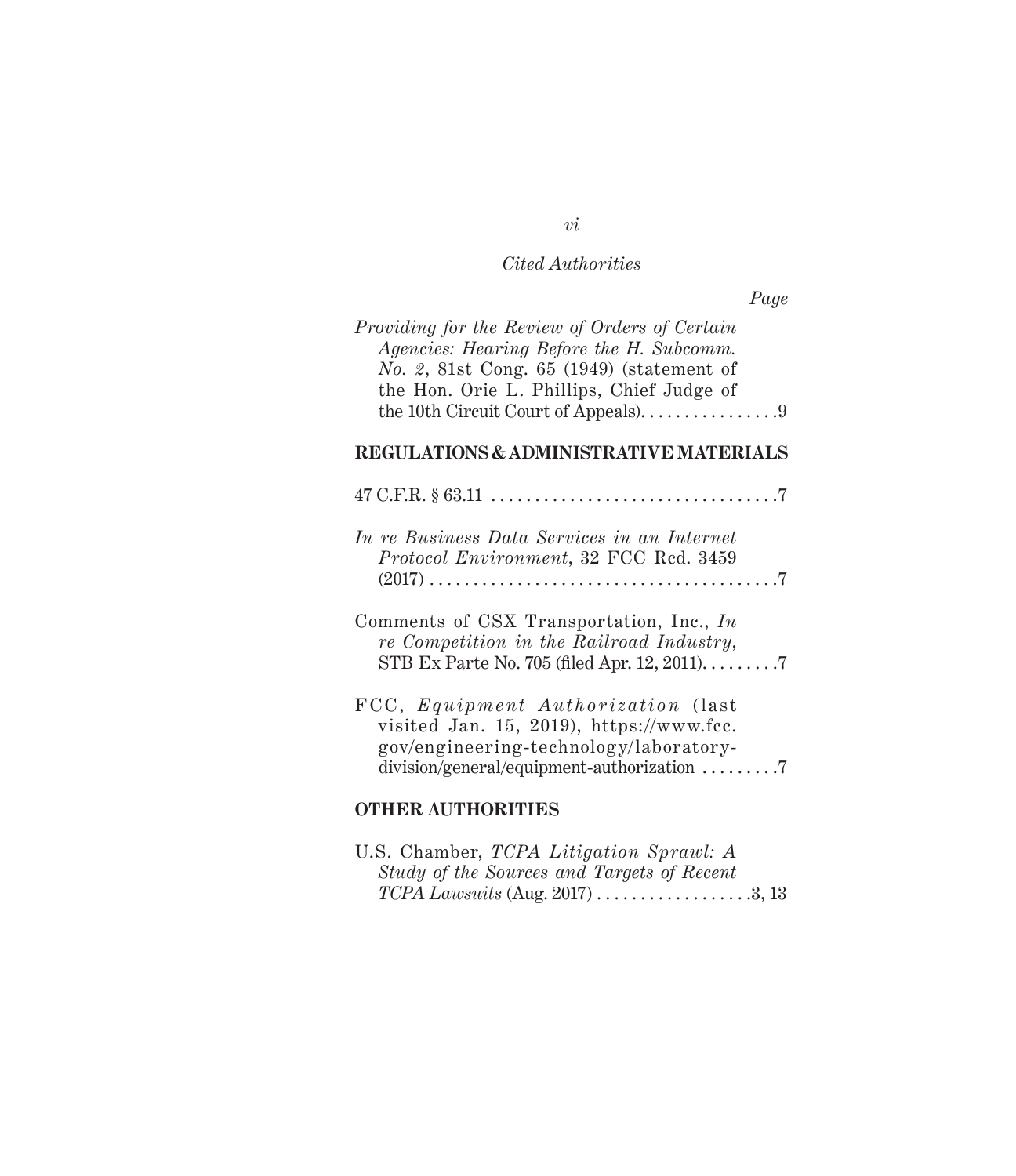*Cited Authorities*

*Page*

*Providing for the Review of Orders of Certain Agencies: Hearing Before the H. Subcomm. No. 2*, 81st Cong. 65 (1949) (statement of the Hon. Orie L. Phillips, Chief Judge of the 10th Circuit Court of Appeals). . . . . . . . . . . . . . . . 9

**REGULATIONS & ADMINISTRATIVE MATERIALS**

47 C.F.R. § 63.11 . . . . . . . . . . . . . . . . . . . . . . . . . . . . . . . . . 7

*In re Business Data Services in an Internet Protocol Environment*, 32 FCC Rcd. 3459 (2017) . . . . . . . . . . . . . . . . . . . . . . . . . . . . . . . . . . . . . . . 7

Comments of CSX Transportation, Inc., *In re Competition in the Railroad Industry*, STB Ex Parte No. 705 (filed Apr. 12, 2011). . . . . . . . . 7

FCC, *Equipment Authorization* (last visited Jan. 15, 2019), https://www.fcc.gov/engineering-technology/laboratory-division/general/equipment-authorization . . . . . . . . . 7

**OTHER AUTHORITIES**

U.S. Chamber, *TCPA Litigation Sprawl: A Study of the Sources and Targets of Recent TCPA Lawsuits* (Aug. 2017) . . . . . . . . . . . . . . . . . . 3, 13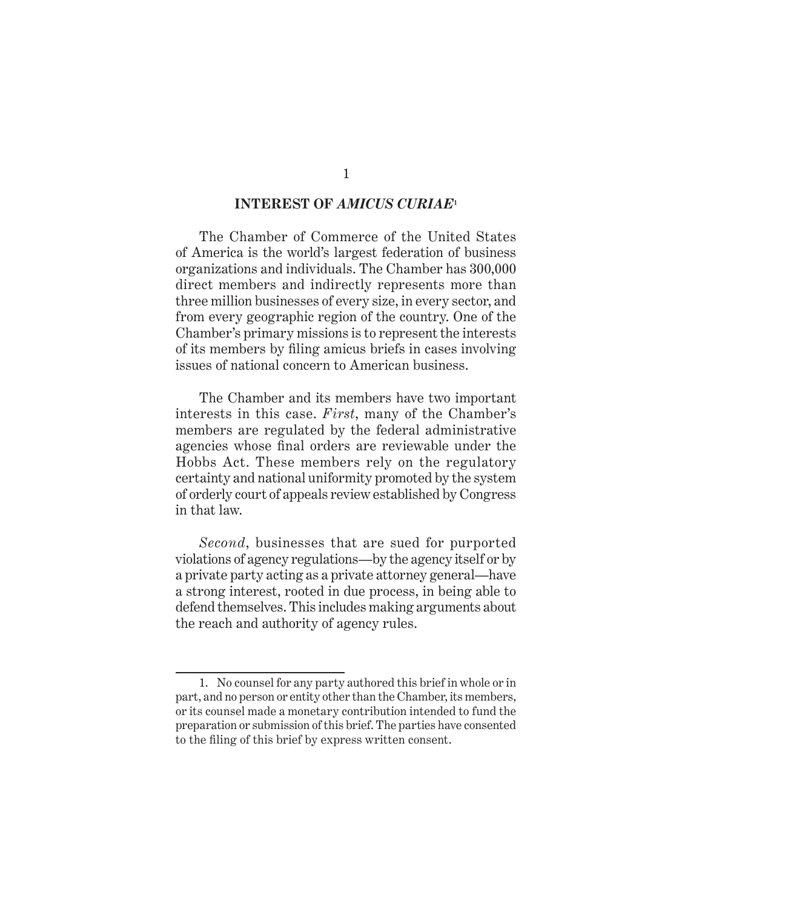## INTEREST OF *AMICUS CURIAE*[1]

The Chamber of Commerce of the United States of America is the world's largest federation of business organizations and individuals. The Chamber has 300,000 direct members and indirectly represents more than three million businesses of every size, in every sector, and from every geographic region of the country. One of the Chamber's primary missions is to represent the interests of its members by filing amicus briefs in cases involving issues of national concern to American business.

The Chamber and its members have two important interests in this case. *First*, many of the Chamber's members are regulated by the federal administrative agencies whose final orders are reviewable under the Hobbs Act. These members rely on the regulatory certainty and national uniformity promoted by the system of orderly court of appeals review established by Congress in that law.

*Second*, businesses that are sued for purported violations of agency regulations—by the agency itself or by a private party acting as a private attorney general—have a strong interest, rooted in due process, in being able to defend themselves. This includes making arguments about the reach and authority of agency rules.

---

1. No counsel for any party authored this brief in whole or in part, and no person or entity other than the Chamber, its members, or its counsel made a monetary contribution intended to fund the preparation or submission of this brief. The parties have consented to the filing of this brief by express written consent.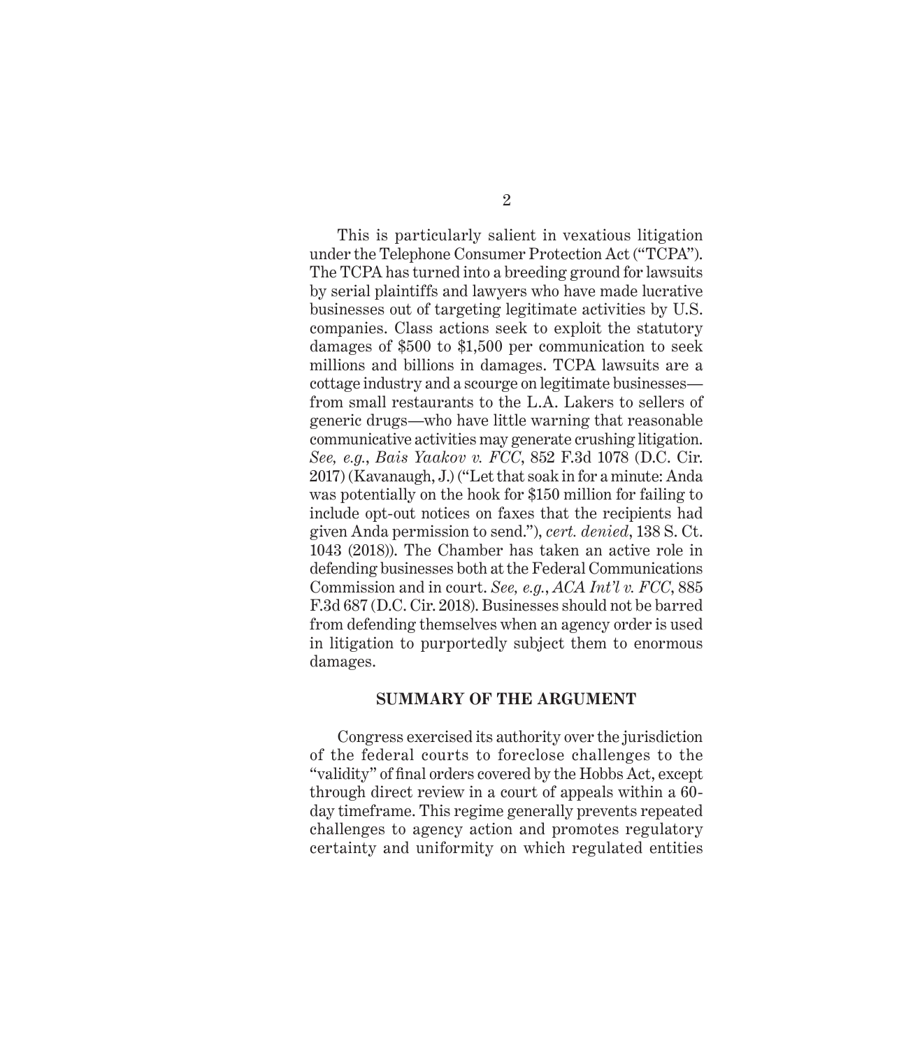This is particularly salient in vexatious litigation under the Telephone Consumer Protection Act ("TCPA"). The TCPA has turned into a breeding ground for lawsuits by serial plaintiffs and lawyers who have made lucrative businesses out of targeting legitimate activities by U.S. companies. Class actions seek to exploit the statutory damages of $500 to $1,500 per communication to seek millions and billions in damages. TCPA lawsuits are a cottage industry and a scourge on legitimate businesses—from small restaurants to the L.A. Lakers to sellers of generic drugs—who have little warning that reasonable communicative activities may generate crushing litigation. *See, e.g.*, *Bais Yaakov v. FCC*, 852 F.3d 1078 (D.C. Cir. 2017) (Kavanaugh, J.) ("Let that soak in for a minute: Anda was potentially on the hook for $150 million for failing to include opt-out notices on faxes that the recipients had given Anda permission to send."), *cert. denied*, 138 S. Ct. 1043 (2018)). The Chamber has taken an active role in defending businesses both at the Federal Communications Commission and in court. *See, e.g.*, *ACA Int'l v. FCC*, 885 F.3d 687 (D.C. Cir. 2018). Businesses should not be barred from defending themselves when an agency order is used in litigation to purportedly subject them to enormous damages.

## SUMMARY OF THE ARGUMENT

Congress exercised its authority over the jurisdiction of the federal courts to foreclose challenges to the "validity" of final orders covered by the Hobbs Act, except through direct review in a court of appeals within a 60-day timeframe. This regime generally prevents repeated challenges to agency action and promotes regulatory certainty and uniformity on which regulated entities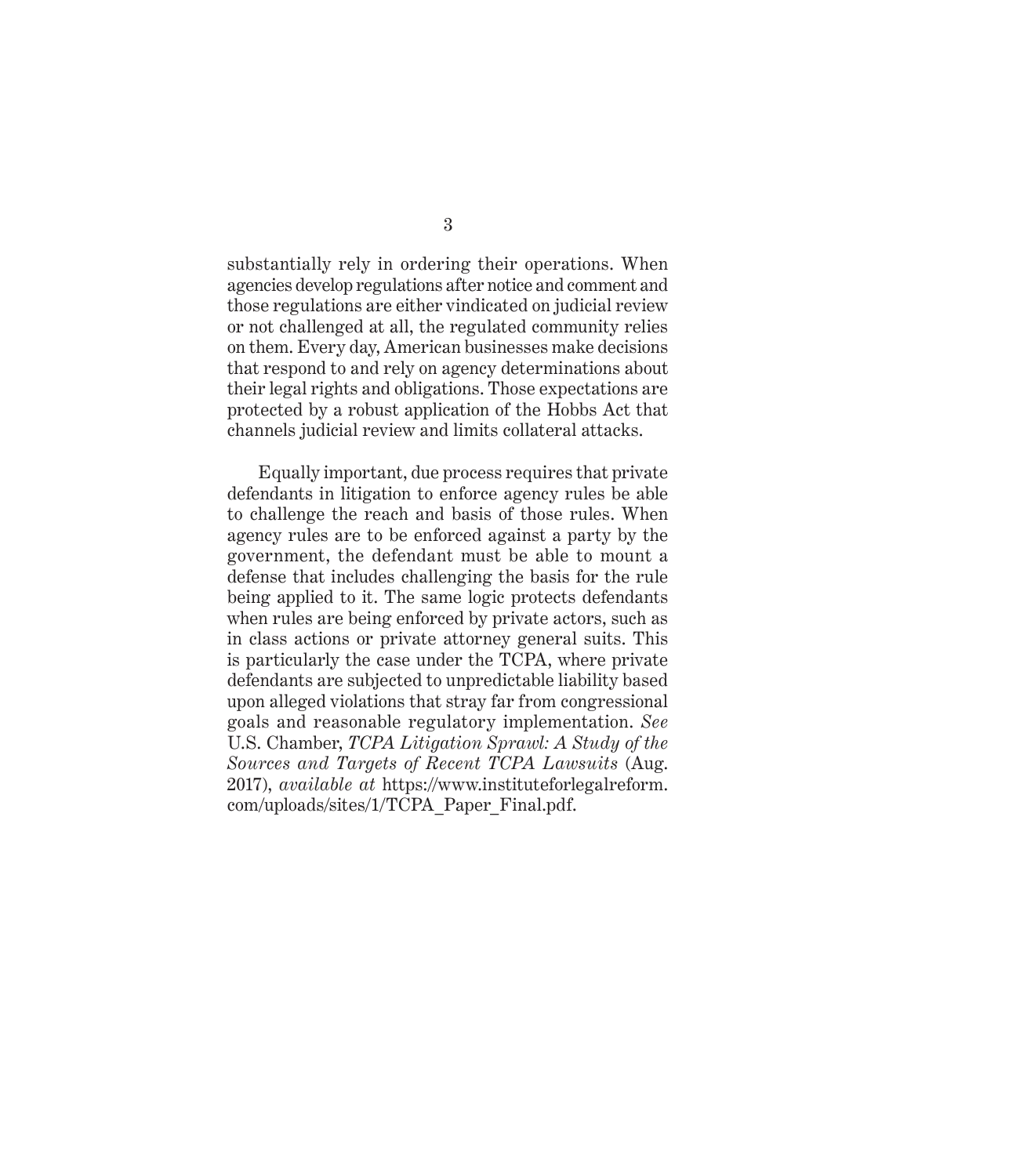substantially rely in ordering their operations. When agencies develop regulations after notice and comment and those regulations are either vindicated on judicial review or not challenged at all, the regulated community relies on them. Every day, American businesses make decisions that respond to and rely on agency determinations about their legal rights and obligations. Those expectations are protected by a robust application of the Hobbs Act that channels judicial review and limits collateral attacks.

Equally important, due process requires that private defendants in litigation to enforce agency rules be able to challenge the reach and basis of those rules. When agency rules are to be enforced against a party by the government, the defendant must be able to mount a defense that includes challenging the basis for the rule being applied to it. The same logic protects defendants when rules are being enforced by private actors, such as in class actions or private attorney general suits. This is particularly the case under the TCPA, where private defendants are subjected to unpredictable liability based upon alleged violations that stray far from congressional goals and reasonable regulatory implementation. *See* U.S. Chamber, *TCPA Litigation Sprawl: A Study of the Sources and Targets of Recent TCPA Lawsuits* (Aug. 2017), *available at* https://www.instituteforlegalreform.com/uploads/sites/1/TCPA_Paper_Final.pdf.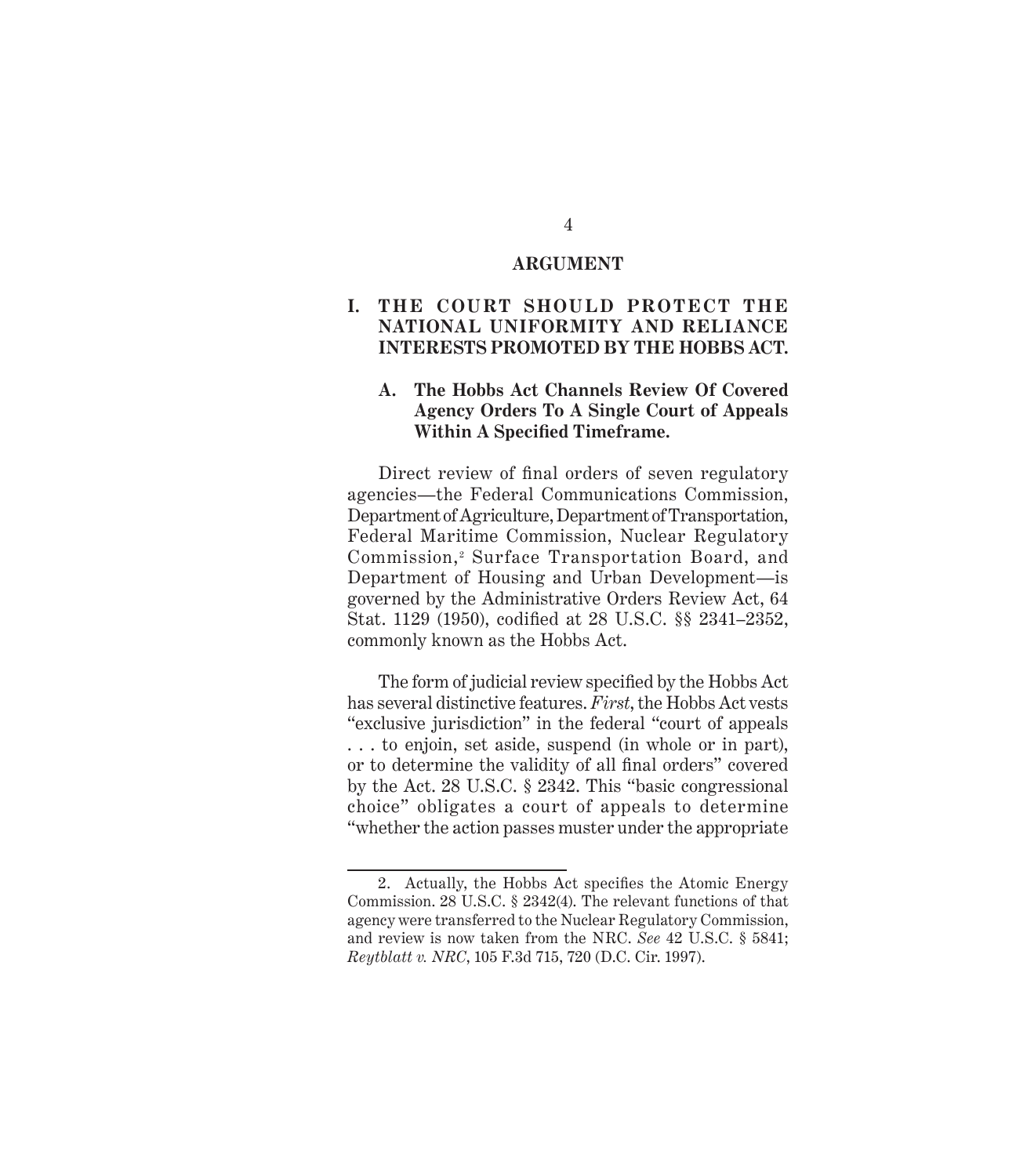## ARGUMENT

### I. THE COURT SHOULD PROTECT THE NATIONAL UNIFORMITY AND RELIANCE INTERESTS PROMOTED BY THE HOBBS ACT.

#### A. The Hobbs Act Channels Review Of Covered Agency Orders To A Single Court of Appeals Within A Specified Timeframe.

Direct review of final orders of seven regulatory agencies—the Federal Communications Commission, Department of Agriculture, Department of Transportation, Federal Maritime Commission, Nuclear Regulatory Commission,[2] Surface Transportation Board, and Department of Housing and Urban Development—is governed by the Administrative Orders Review Act, 64 Stat. 1129 (1950), codified at 28 U.S.C. §§ 2341–2352, commonly known as the Hobbs Act.

The form of judicial review specified by the Hobbs Act has several distinctive features. *First*, the Hobbs Act vests "exclusive jurisdiction" in the federal "court of appeals . . . to enjoin, set aside, suspend (in whole or in part), or to determine the validity of all final orders" covered by the Act. 28 U.S.C. § 2342. This "basic congressional choice" obligates a court of appeals to determine "whether the action passes muster under the appropriate

---

2. Actually, the Hobbs Act specifies the Atomic Energy Commission. 28 U.S.C. § 2342(4). The relevant functions of that agency were transferred to the Nuclear Regulatory Commission, and review is now taken from the NRC. *See* 42 U.S.C. § 5841; *Reytblatt v. NRC*, 105 F.3d 715, 720 (D.C. Cir. 1997).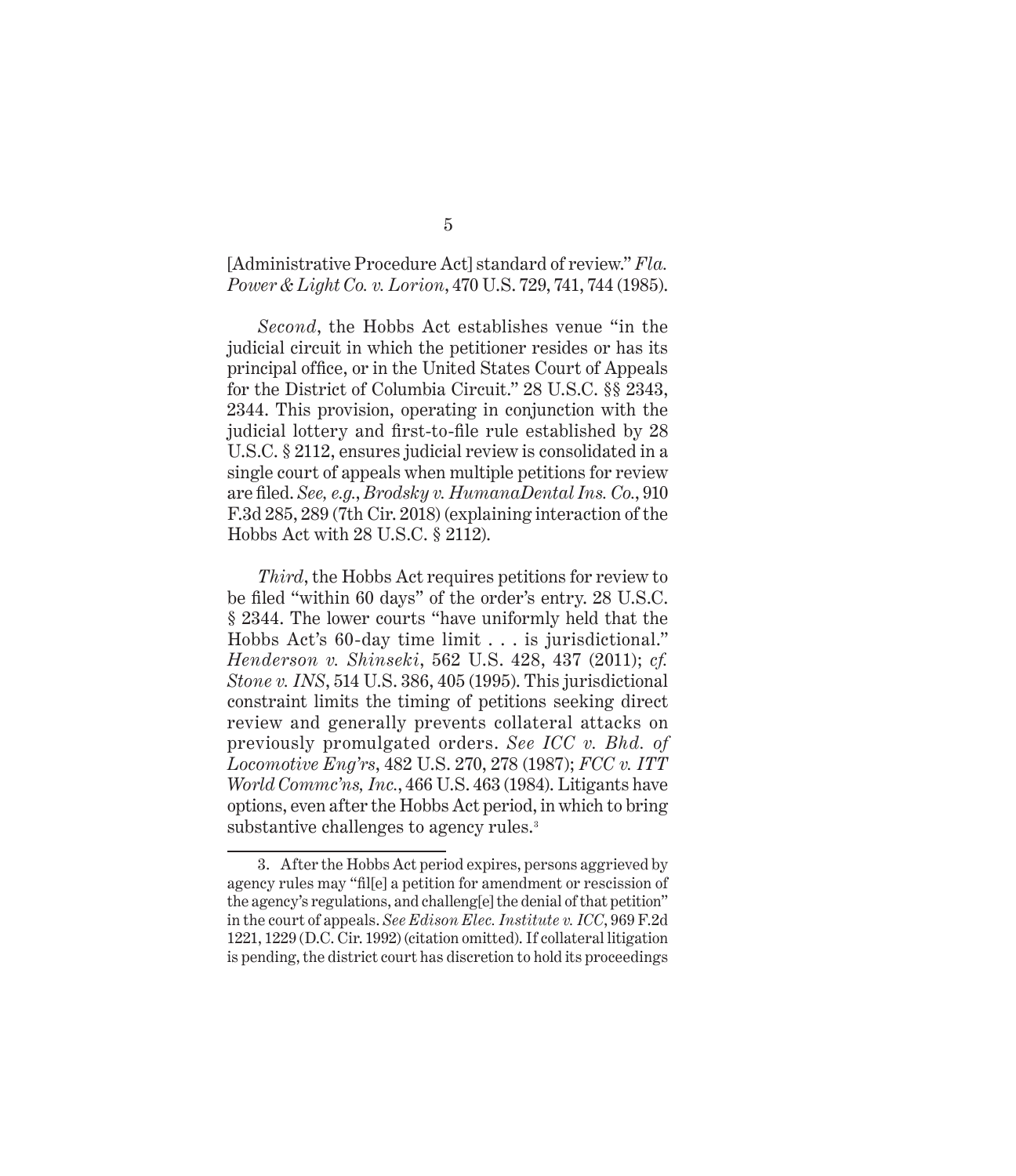[Administrative Procedure Act] standard of review." *Fla. Power & Light Co. v. Lorion*, 470 U.S. 729, 741, 744 (1985).

*Second*, the Hobbs Act establishes venue "in the judicial circuit in which the petitioner resides or has its principal office, or in the United States Court of Appeals for the District of Columbia Circuit." 28 U.S.C. §§ 2343, 2344. This provision, operating in conjunction with the judicial lottery and first-to-file rule established by 28 U.S.C. § 2112, ensures judicial review is consolidated in a single court of appeals when multiple petitions for review are filed. *See, e.g.*, *Brodsky v. HumanaDental Ins. Co.*, 910 F.3d 285, 289 (7th Cir. 2018) (explaining interaction of the Hobbs Act with 28 U.S.C. § 2112).

*Third*, the Hobbs Act requires petitions for review to be filed "within 60 days" of the order's entry. 28 U.S.C. § 2344. The lower courts "have uniformly held that the Hobbs Act's 60-day time limit . . . is jurisdictional." *Henderson v. Shinseki*, 562 U.S. 428, 437 (2011); *cf. Stone v. INS*, 514 U.S. 386, 405 (1995). This jurisdictional constraint limits the timing of petitions seeking direct review and generally prevents collateral attacks on previously promulgated orders. *See ICC v. Bhd. of Locomotive Eng'rs*, 482 U.S. 270, 278 (1987); *FCC v. ITT World Commc'ns, Inc.*, 466 U.S. 463 (1984). Litigants have options, even after the Hobbs Act period, in which to bring substantive challenges to agency rules.[3]

---

3. After the Hobbs Act period expires, persons aggrieved by agency rules may "fil[e] a petition for amendment or rescission of the agency's regulations, and challeng[e] the denial of that petition" in the court of appeals. *See Edison Elec. Institute v. ICC*, 969 F.2d 1221, 1229 (D.C. Cir. 1992) (citation omitted). If collateral litigation is pending, the district court has discretion to hold its proceedings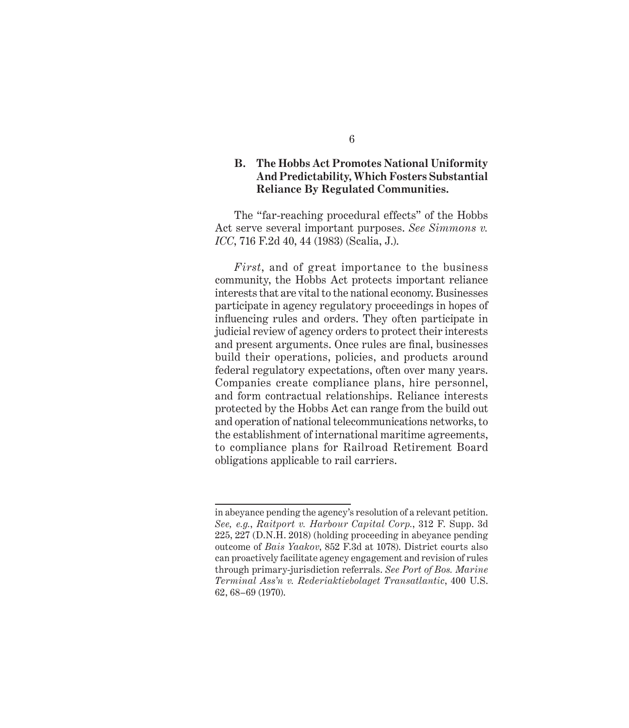### B. The Hobbs Act Promotes National Uniformity And Predictability, Which Fosters Substantial Reliance By Regulated Communities.

The "far-reaching procedural effects" of the Hobbs Act serve several important purposes. *See Simmons v. ICC*, 716 F.2d 40, 44 (1983) (Scalia, J.).

*First*, and of great importance to the business community, the Hobbs Act protects important reliance interests that are vital to the national economy. Businesses participate in agency regulatory proceedings in hopes of influencing rules and orders. They often participate in judicial review of agency orders to protect their interests and present arguments. Once rules are final, businesses build their operations, policies, and products around federal regulatory expectations, often over many years. Companies create compliance plans, hire personnel, and form contractual relationships. Reliance interests protected by the Hobbs Act can range from the build out and operation of national telecommunications networks, to the establishment of international maritime agreements, to compliance plans for Railroad Retirement Board obligations applicable to rail carriers.

---

in abeyance pending the agency's resolution of a relevant petition. *See, e.g.*, *Raitport v. Harbour Capital Corp.*, 312 F. Supp. 3d 225, 227 (D.N.H. 2018) (holding proceeding in abeyance pending outcome of *Bais Yaakov*, 852 F.3d at 1078). District courts also can proactively facilitate agency engagement and revision of rules through primary-jurisdiction referrals. *See Port of Bos. Marine Terminal Ass'n v. Rederiaktiebolaget Transatlantic*, 400 U.S. 62, 68–69 (1970).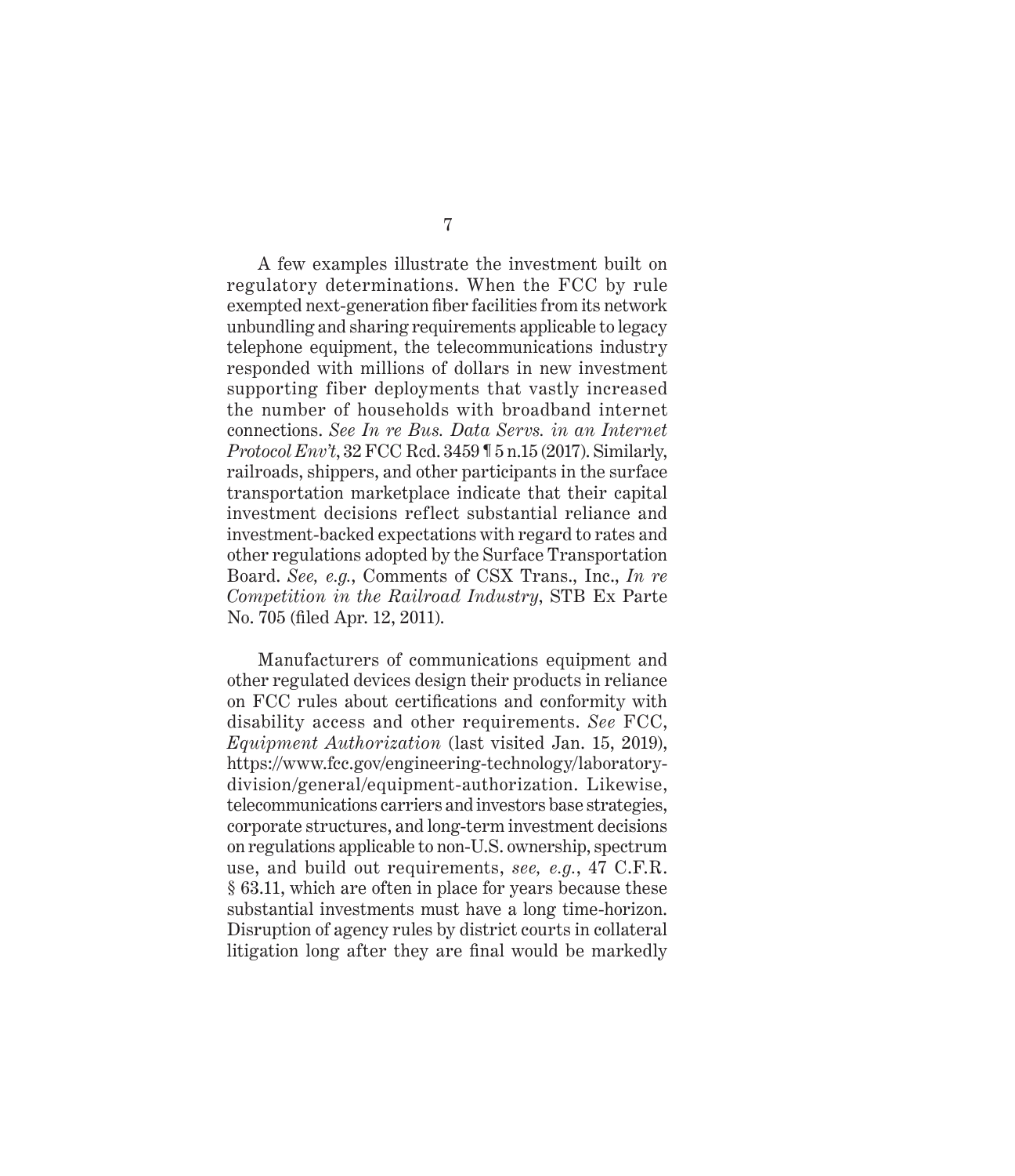A few examples illustrate the investment built on regulatory determinations. When the FCC by rule exempted next-generation fiber facilities from its network unbundling and sharing requirements applicable to legacy telephone equipment, the telecommunications industry responded with millions of dollars in new investment supporting fiber deployments that vastly increased the number of households with broadband internet connections. *See In re Bus. Data Servs. in an Internet Protocol Env't*, 32 FCC Rcd. 3459 ¶ 5 n.15 (2017). Similarly, railroads, shippers, and other participants in the surface transportation marketplace indicate that their capital investment decisions reflect substantial reliance and investment-backed expectations with regard to rates and other regulations adopted by the Surface Transportation Board. *See, e.g.*, Comments of CSX Trans., Inc., *In re Competition in the Railroad Industry*, STB Ex Parte No. 705 (filed Apr. 12, 2011).

Manufacturers of communications equipment and other regulated devices design their products in reliance on FCC rules about certifications and conformity with disability access and other requirements. *See* FCC, *Equipment Authorization* (last visited Jan. 15, 2019), https://www.fcc.gov/engineering-technology/laboratory-division/general/equipment-authorization. Likewise, telecommunications carriers and investors base strategies, corporate structures, and long-term investment decisions on regulations applicable to non-U.S. ownership, spectrum use, and build out requirements, *see, e.g.*, 47 C.F.R. § 63.11, which are often in place for years because these substantial investments must have a long time-horizon. Disruption of agency rules by district courts in collateral litigation long after they are final would be markedly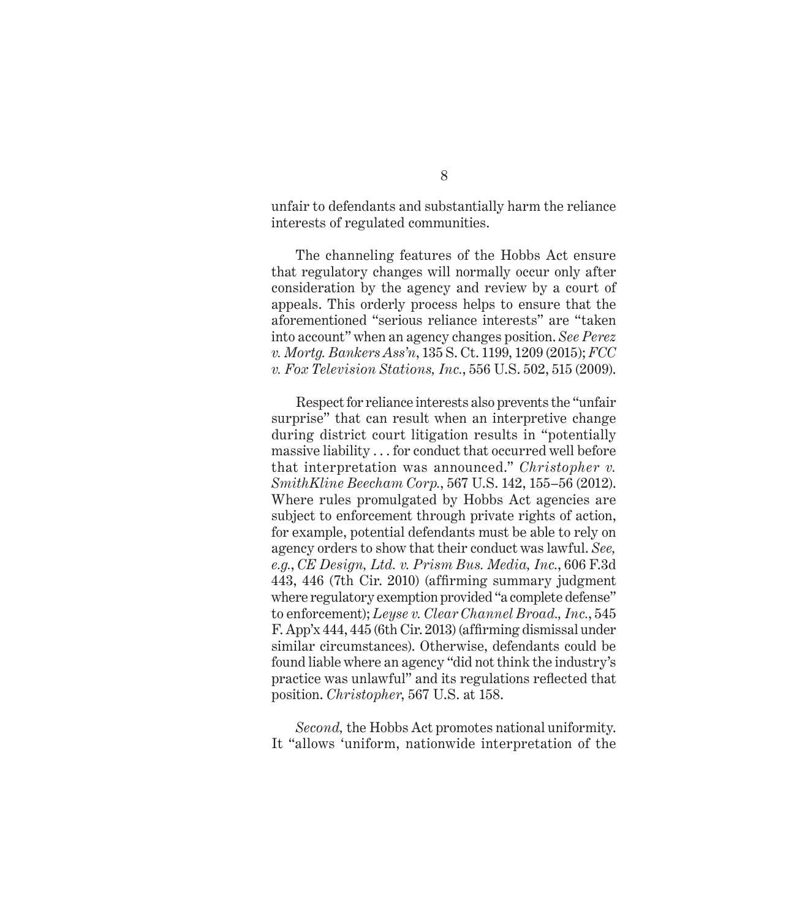unfair to defendants and substantially harm the reliance interests of regulated communities.

The channeling features of the Hobbs Act ensure that regulatory changes will normally occur only after consideration by the agency and review by a court of appeals. This orderly process helps to ensure that the aforementioned "serious reliance interests" are "taken into account" when an agency changes position. *See Perez v. Mortg. Bankers Ass'n*, 135 S. Ct. 1199, 1209 (2015); *FCC v. Fox Television Stations, Inc.*, 556 U.S. 502, 515 (2009).

Respect for reliance interests also prevents the "unfair surprise" that can result when an interpretive change during district court litigation results in "potentially massive liability . . . for conduct that occurred well before that interpretation was announced." *Christopher v. SmithKline Beecham Corp.*, 567 U.S. 142, 155–56 (2012). Where rules promulgated by Hobbs Act agencies are subject to enforcement through private rights of action, for example, potential defendants must be able to rely on agency orders to show that their conduct was lawful. *See, e.g.*, *CE Design, Ltd. v. Prism Bus. Media, Inc.*, 606 F.3d 443, 446 (7th Cir. 2010) (affirming summary judgment where regulatory exemption provided "a complete defense" to enforcement); *Leyse v. Clear Channel Broad., Inc.*, 545 F. App'x 444, 445 (6th Cir. 2013) (affirming dismissal under similar circumstances). Otherwise, defendants could be found liable where an agency "did not think the industry's practice was unlawful" and its regulations reflected that position. *Christopher*, 567 U.S. at 158.

*Second,* the Hobbs Act promotes national uniformity. It "allows 'uniform, nationwide interpretation of the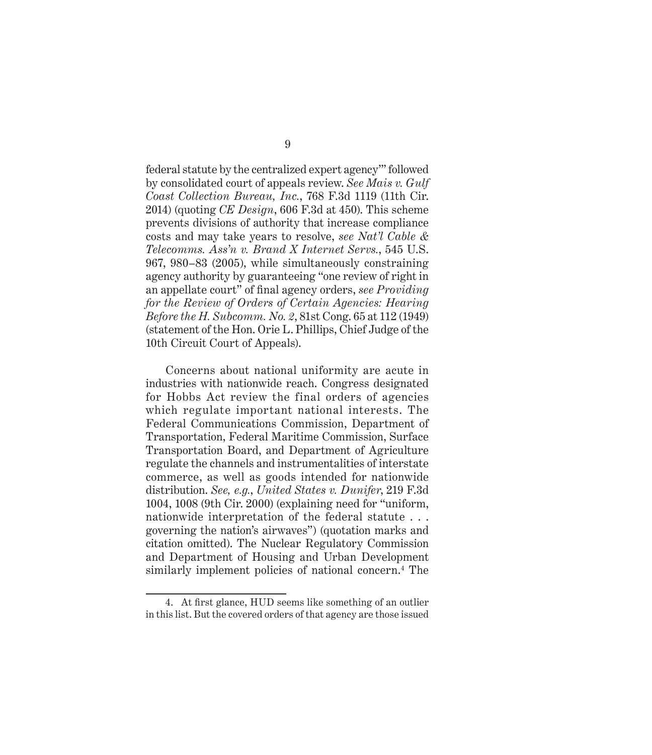federal statute by the centralized expert agency'" followed by consolidated court of appeals review. *See Mais v. Gulf Coast Collection Bureau, Inc.*, 768 F.3d 1119 (11th Cir. 2014) (quoting *CE Design*, 606 F.3d at 450). This scheme prevents divisions of authority that increase compliance costs and may take years to resolve, *see Nat'l Cable & Telecomms. Ass'n v. Brand X Internet Servs.*, 545 U.S. 967, 980–83 (2005), while simultaneously constraining agency authority by guaranteeing "one review of right in an appellate court" of final agency orders, *see Providing for the Review of Orders of Certain Agencies: Hearing Before the H. Subcomm. No. 2*, 81st Cong. 65 at 112 (1949) (statement of the Hon. Orie L. Phillips, Chief Judge of the 10th Circuit Court of Appeals).

Concerns about national uniformity are acute in industries with nationwide reach. Congress designated for Hobbs Act review the final orders of agencies which regulate important national interests. The Federal Communications Commission, Department of Transportation, Federal Maritime Commission, Surface Transportation Board, and Department of Agriculture regulate the channels and instrumentalities of interstate commerce, as well as goods intended for nationwide distribution. *See, e.g.*, *United States v. Dunifer*, 219 F.3d 1004, 1008 (9th Cir. 2000) (explaining need for "uniform, nationwide interpretation of the federal statute . . . governing the nation's airwaves") (quotation marks and citation omitted). The Nuclear Regulatory Commission and Department of Housing and Urban Development similarly implement policies of national concern.[4] The

4. At first glance, HUD seems like something of an outlier in this list. But the covered orders of that agency are those issued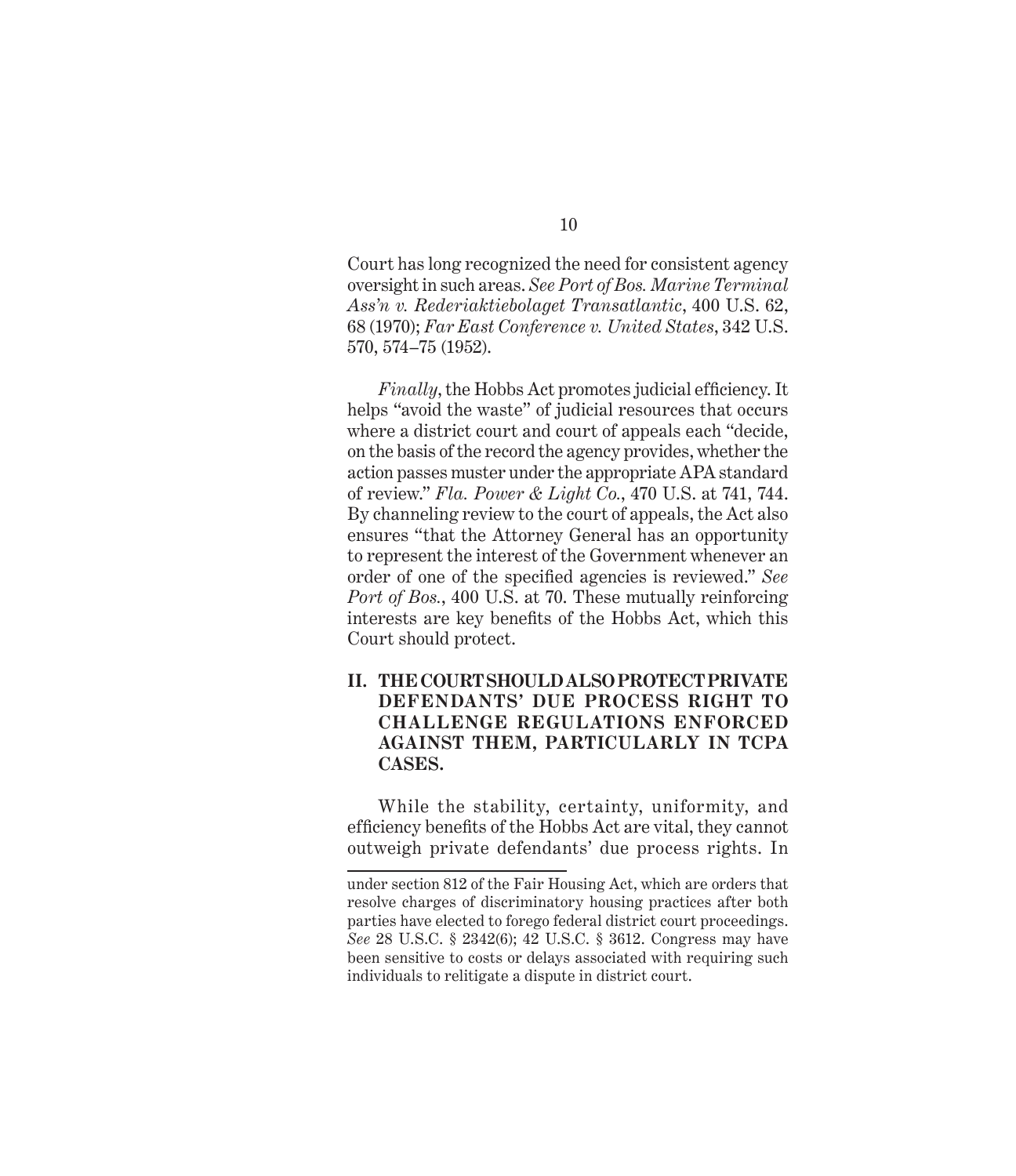Court has long recognized the need for consistent agency oversight in such areas. *See Port of Bos. Marine Terminal Ass'n v. Rederiaktiebolaget Transatlantic*, 400 U.S. 62, 68 (1970); *Far East Conference v. United States*, 342 U.S. 570, 574–75 (1952).

*Finally*, the Hobbs Act promotes judicial efficiency. It helps "avoid the waste" of judicial resources that occurs where a district court and court of appeals each "decide, on the basis of the record the agency provides, whether the action passes muster under the appropriate APA standard of review." *Fla. Power & Light Co.*, 470 U.S. at 741, 744. By channeling review to the court of appeals, the Act also ensures "that the Attorney General has an opportunity to represent the interest of the Government whenever an order of one of the specified agencies is reviewed." *See Port of Bos.*, 400 U.S. at 70. These mutually reinforcing interests are key benefits of the Hobbs Act, which this Court should protect.

## II. THE COURT SHOULD ALSO PROTECT PRIVATE DEFENDANTS' DUE PROCESS RIGHT TO CHALLENGE REGULATIONS ENFORCED AGAINST THEM, PARTICULARLY IN TCPA CASES.

While the stability, certainty, uniformity, and efficiency benefits of the Hobbs Act are vital, they cannot outweigh private defendants' due process rights. In

---

under section 812 of the Fair Housing Act, which are orders that resolve charges of discriminatory housing practices after both parties have elected to forego federal district court proceedings. *See* 28 U.S.C. § 2342(6); 42 U.S.C. § 3612. Congress may have been sensitive to costs or delays associated with requiring such individuals to relitigate a dispute in district court.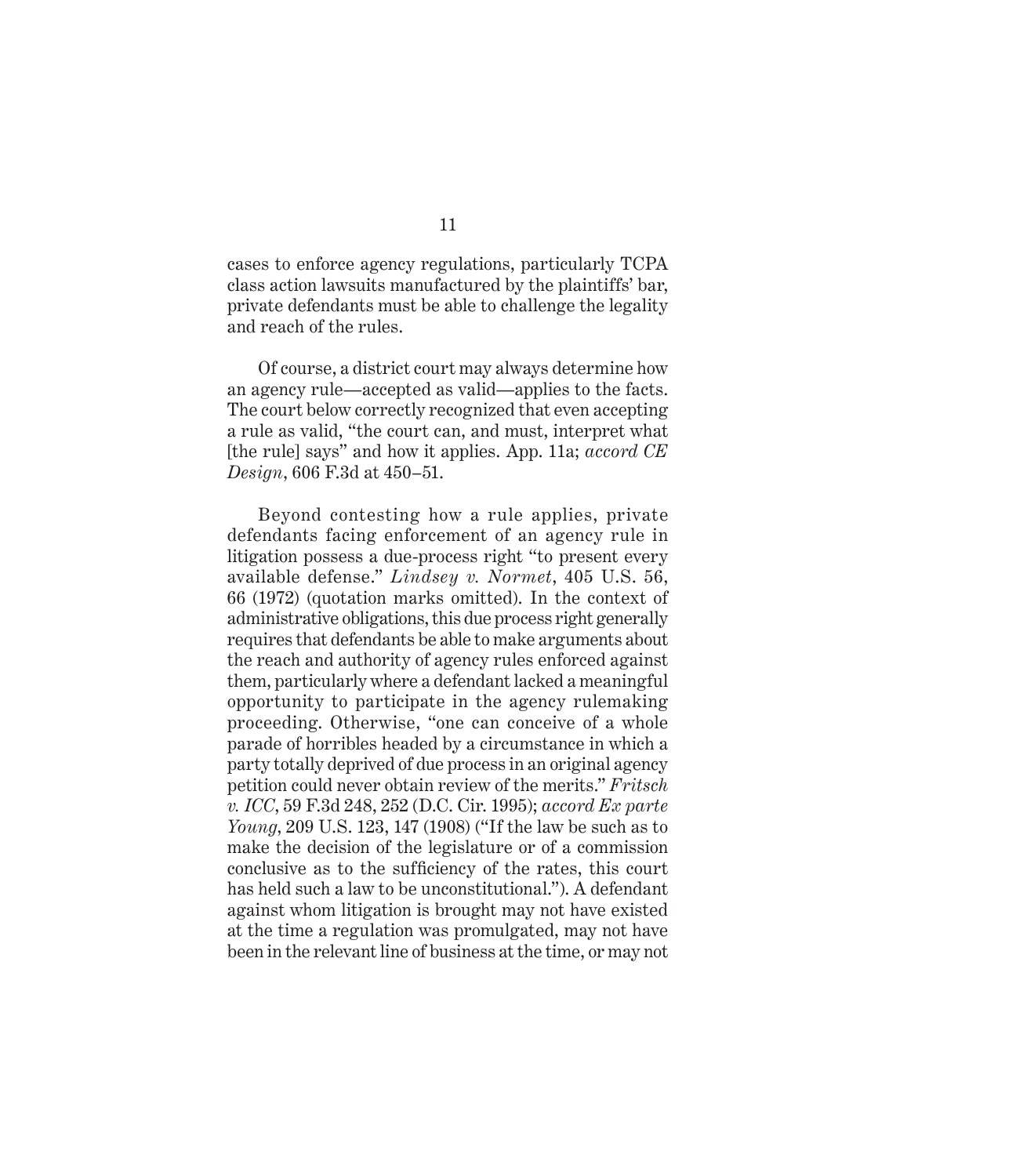cases to enforce agency regulations, particularly TCPA class action lawsuits manufactured by the plaintiffs' bar, private defendants must be able to challenge the legality and reach of the rules.

Of course, a district court may always determine how an agency rule—accepted as valid—applies to the facts. The court below correctly recognized that even accepting a rule as valid, "the court can, and must, interpret what [the rule] says" and how it applies. App. 11a; *accord CE Design*, 606 F.3d at 450–51.

Beyond contesting how a rule applies, private defendants facing enforcement of an agency rule in litigation possess a due-process right "to present every available defense." *Lindsey v. Normet*, 405 U.S. 56, 66 (1972) (quotation marks omitted). In the context of administrative obligations, this due process right generally requires that defendants be able to make arguments about the reach and authority of agency rules enforced against them, particularly where a defendant lacked a meaningful opportunity to participate in the agency rulemaking proceeding. Otherwise, "one can conceive of a whole parade of horribles headed by a circumstance in which a party totally deprived of due process in an original agency petition could never obtain review of the merits." *Fritsch v. ICC*, 59 F.3d 248, 252 (D.C. Cir. 1995); *accord Ex parte Young*, 209 U.S. 123, 147 (1908) ("If the law be such as to make the decision of the legislature or of a commission conclusive as to the sufficiency of the rates, this court has held such a law to be unconstitutional."). A defendant against whom litigation is brought may not have existed at the time a regulation was promulgated, may not have been in the relevant line of business at the time, or may not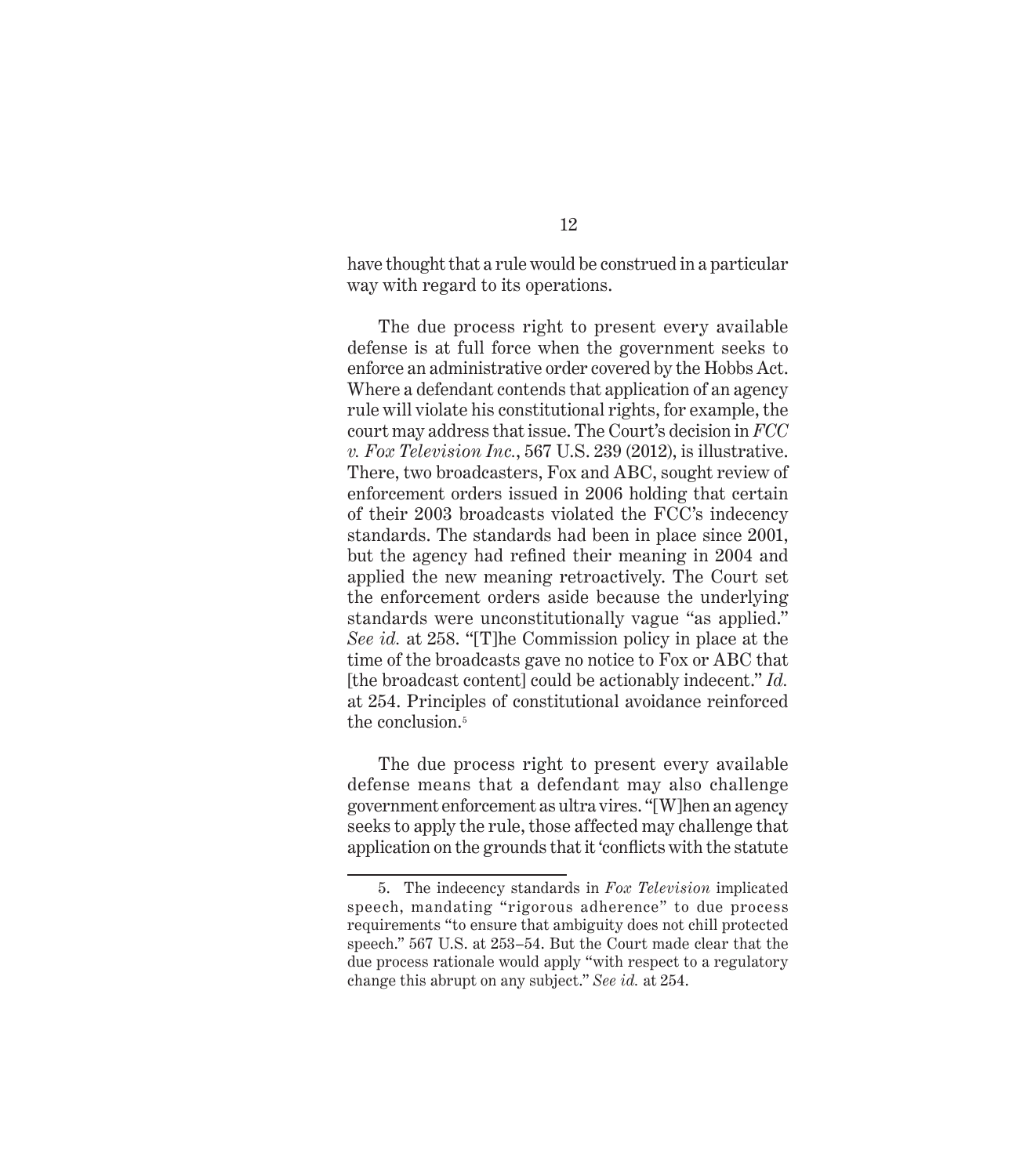have thought that a rule would be construed in a particular way with regard to its operations.

The due process right to present every available defense is at full force when the government seeks to enforce an administrative order covered by the Hobbs Act. Where a defendant contends that application of an agency rule will violate his constitutional rights, for example, the court may address that issue. The Court's decision in *FCC v. Fox Television Inc.*, 567 U.S. 239 (2012), is illustrative. There, two broadcasters, Fox and ABC, sought review of enforcement orders issued in 2006 holding that certain of their 2003 broadcasts violated the FCC's indecency standards. The standards had been in place since 2001, but the agency had refined their meaning in 2004 and applied the new meaning retroactively. The Court set the enforcement orders aside because the underlying standards were unconstitutionally vague "as applied." *See id.* at 258. "[T]he Commission policy in place at the time of the broadcasts gave no notice to Fox or ABC that [the broadcast content] could be actionably indecent." *Id.* at 254. Principles of constitutional avoidance reinforced the conclusion.[5]

The due process right to present every available defense means that a defendant may also challenge government enforcement as ultra vires. "[W]hen an agency seeks to apply the rule, those affected may challenge that application on the grounds that it 'conflicts with the statute

---

5. The indecency standards in *Fox Television* implicated speech, mandating "rigorous adherence" to due process requirements "to ensure that ambiguity does not chill protected speech." 567 U.S. at 253–54. But the Court made clear that the due process rationale would apply "with respect to a regulatory change this abrupt on any subject." *See id.* at 254.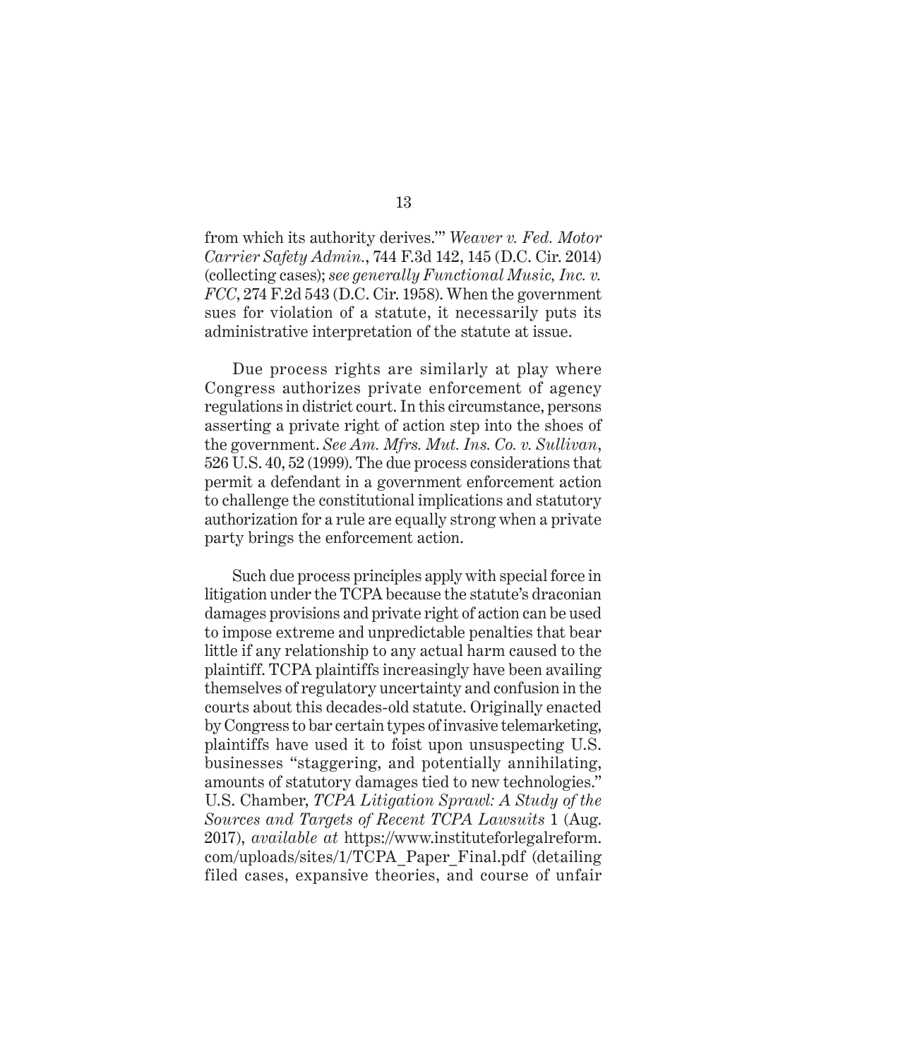from which its authority derives.'" *Weaver v. Fed. Motor Carrier Safety Admin.*, 744 F.3d 142, 145 (D.C. Cir. 2014) (collecting cases); *see generally Functional Music, Inc. v. FCC*, 274 F.2d 543 (D.C. Cir. 1958). When the government sues for violation of a statute, it necessarily puts its administrative interpretation of the statute at issue.

Due process rights are similarly at play where Congress authorizes private enforcement of agency regulations in district court. In this circumstance, persons asserting a private right of action step into the shoes of the government. *See Am. Mfrs. Mut. Ins. Co. v. Sullivan*, 526 U.S. 40, 52 (1999). The due process considerations that permit a defendant in a government enforcement action to challenge the constitutional implications and statutory authorization for a rule are equally strong when a private party brings the enforcement action.

Such due process principles apply with special force in litigation under the TCPA because the statute's draconian damages provisions and private right of action can be used to impose extreme and unpredictable penalties that bear little if any relationship to any actual harm caused to the plaintiff. TCPA plaintiffs increasingly have been availing themselves of regulatory uncertainty and confusion in the courts about this decades-old statute. Originally enacted by Congress to bar certain types of invasive telemarketing, plaintiffs have used it to foist upon unsuspecting U.S. businesses "staggering, and potentially annihilating, amounts of statutory damages tied to new technologies." U.S. Chamber, *TCPA Litigation Sprawl: A Study of the Sources and Targets of Recent TCPA Lawsuits* 1 (Aug. 2017), *available at* https://www.instituteforlegalreform.com/uploads/sites/1/TCPA_Paper_Final.pdf (detailing filed cases, expansive theories, and course of unfair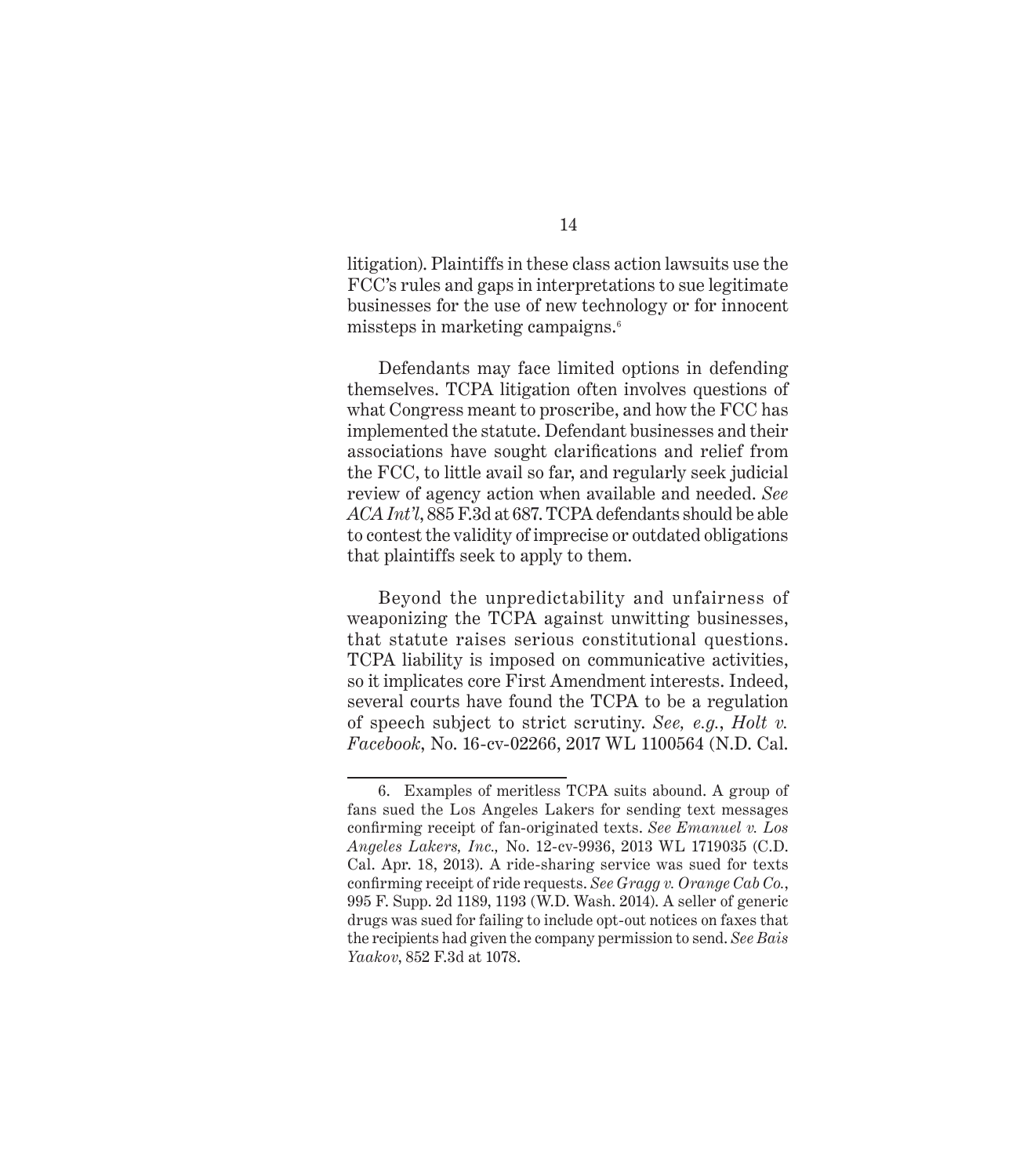litigation). Plaintiffs in these class action lawsuits use the FCC's rules and gaps in interpretations to sue legitimate businesses for the use of new technology or for innocent missteps in marketing campaigns.[6]

Defendants may face limited options in defending themselves. TCPA litigation often involves questions of what Congress meant to proscribe, and how the FCC has implemented the statute. Defendant businesses and their associations have sought clarifications and relief from the FCC, to little avail so far, and regularly seek judicial review of agency action when available and needed. *See ACA Int'l*, 885 F.3d at 687. TCPA defendants should be able to contest the validity of imprecise or outdated obligations that plaintiffs seek to apply to them.

Beyond the unpredictability and unfairness of weaponizing the TCPA against unwitting businesses, that statute raises serious constitutional questions. TCPA liability is imposed on communicative activities, so it implicates core First Amendment interests. Indeed, several courts have found the TCPA to be a regulation of speech subject to strict scrutiny. *See, e.g.*, *Holt v. Facebook*, No. 16-cv-02266, 2017 WL 1100564 (N.D. Cal.

---

6. Examples of meritless TCPA suits abound. A group of fans sued the Los Angeles Lakers for sending text messages confirming receipt of fan-originated texts. *See Emanuel v. Los Angeles Lakers, Inc.,* No. 12-cv-9936, 2013 WL 1719035 (C.D. Cal. Apr. 18, 2013). A ride-sharing service was sued for texts confirming receipt of ride requests. *See Gragg v. Orange Cab Co.*, 995 F. Supp. 2d 1189, 1193 (W.D. Wash. 2014). A seller of generic drugs was sued for failing to include opt-out notices on faxes that the recipients had given the company permission to send. *See Bais Yaakov*, 852 F.3d at 1078.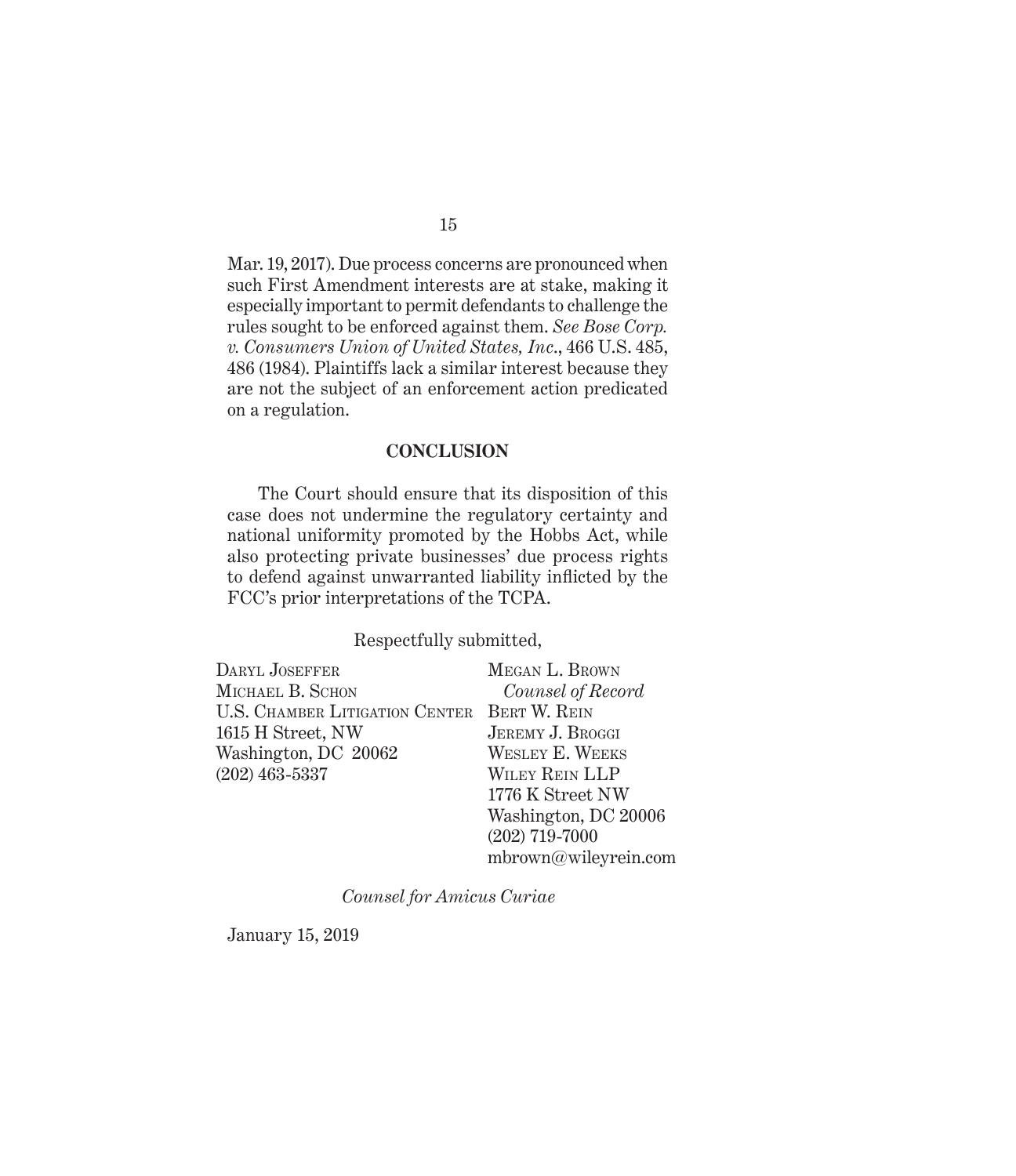Mar. 19, 2017). Due process concerns are pronounced when such First Amendment interests are at stake, making it especially important to permit defendants to challenge the rules sought to be enforced against them. *See Bose Corp. v. Consumers Union of United States, Inc.*, 466 U.S. 485, 486 (1984). Plaintiffs lack a similar interest because they are not the subject of an enforcement action predicated on a regulation.

## CONCLUSION

The Court should ensure that its disposition of this case does not undermine the regulatory certainty and national uniformity promoted by the Hobbs Act, while also protecting private businesses' due process rights to defend against unwarranted liability inflicted by the FCC's prior interpretations of the TCPA.

Respectfully submitted,

Daryl Joseffer
Michael B. Schon
U.S. Chamber Litigation Center
1615 H Street, NW
Washington, DC 20062
(202) 463-5337

Megan L. Brown
*Counsel of Record*
Bert W. Rein
Jeremy J. Broggi
Wesley E. Weeks
Wiley Rein LLP
1776 K Street NW
Washington, DC 20006
(202) 719-7000
mbrown@wileyrein.com

*Counsel for Amicus Curiae*

January 15, 2019